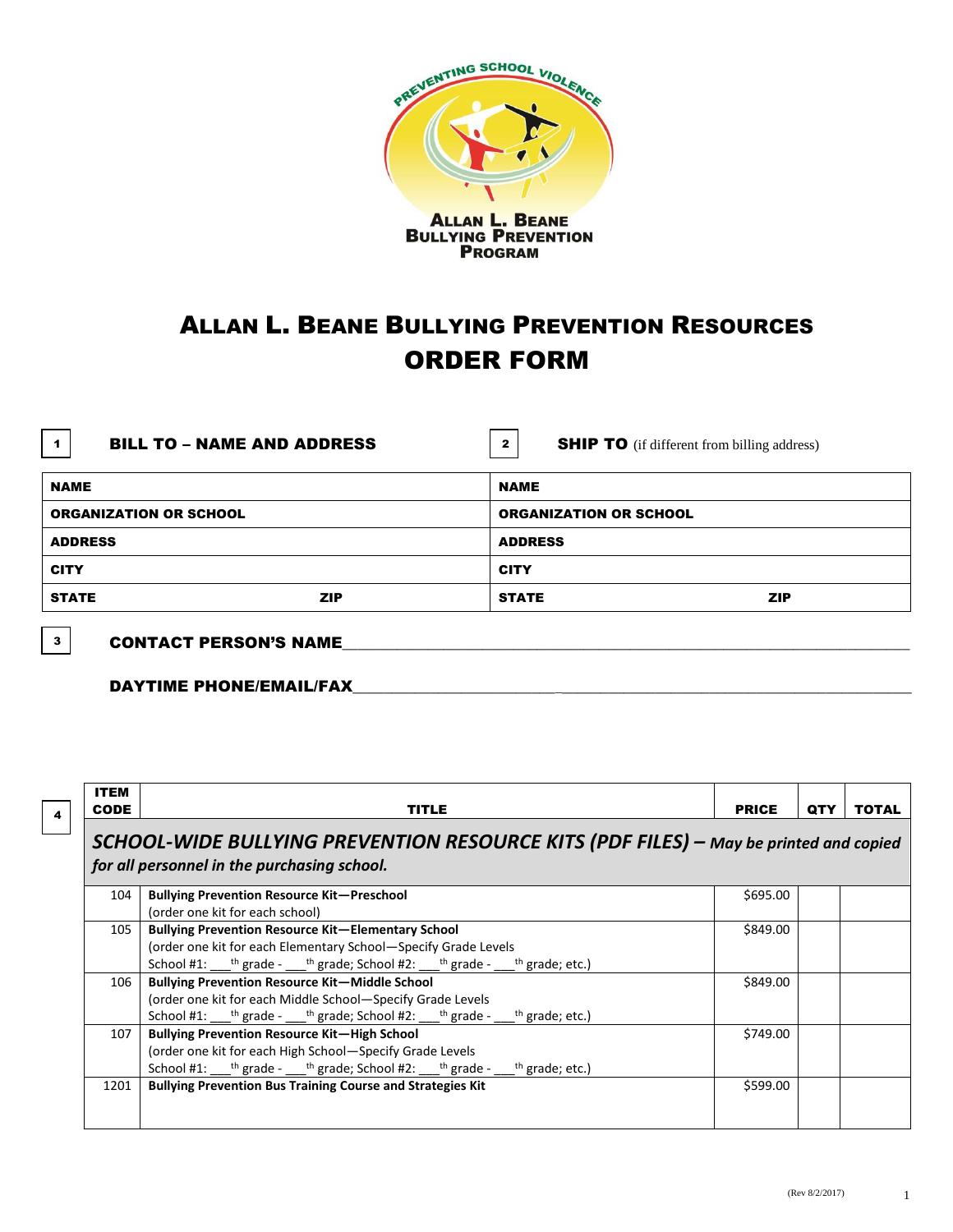PREVENTING SCHOOL VIOLENCE

ALLAN L. BEANE BULLYING PREVENTION PROGRAM

# ALLAN L. BEANE BULLYING PREVENTION RESOURCES ORDER FORM

| 1 BILL TO – NAME AND ADDRESS | | 2 SHIP TO (if different from billing address) | |
|---|---|---|---|
| NAME | | NAME | |
| ORGANIZATION OR SCHOOL | | ORGANIZATION OR SCHOOL | |
| ADDRESS | | ADDRESS | |
| CITY | | CITY | |
| STATE | ZIP | STATE | ZIP |

**3** **CONTACT PERSON'S NAME**\_\_\_\_\_\_\_\_\_\_\_\_\_\_\_\_\_\_\_\_\_\_\_\_\_\_\_\_\_\_\_\_\_\_\_\_\_\_\_\_

**DAYTIME PHONE/EMAIL/FAX**\_\_\_\_\_\_\_\_\_\_\_\_\_\_\_\_\_\_\_\_\_\_\_\_\_\_\_\_\_\_\_\_\_\_\_\_\_\_\_\_

**4**

| ITEM CODE | TITLE | PRICE | QTY | TOTAL |
|---|---|---|---|---|
| ***SCHOOL-WIDE BULLYING PREVENTION RESOURCE KITS (PDF FILES) – May be printed and copied for all personnel in the purchasing school.*** | | | | |
| 104 | **Bullying Prevention Resource Kit—Preschool**<br>(order one kit for each school) | $695.00 | | |
| 105 | **Bullying Prevention Resource Kit—Elementary School**<br>(order one kit for each Elementary School—Specify Grade Levels<br>School #1: \_\_\_th grade - \_\_\_th grade; School #2: \_\_\_th grade - \_\_\_th grade; etc.) | $849.00 | | |
| 106 | **Bullying Prevention Resource Kit—Middle School**<br>(order one kit for each Middle School—Specify Grade Levels<br>School #1: \_\_\_th grade - \_\_\_th grade; School #2: \_\_\_th grade - \_\_\_th grade; etc.) | $849.00 | | |
| 107 | **Bullying Prevention Resource Kit—High School**<br>(order one kit for each High School—Specify Grade Levels<br>School #1: \_\_\_th grade - \_\_\_th grade; School #2: \_\_\_th grade - \_\_\_th grade; etc.) | $749.00 | | |
| 1201 | **Bullying Prevention Bus Training Course and Strategies Kit** | $599.00 | | |

(Rev 8/2/2017)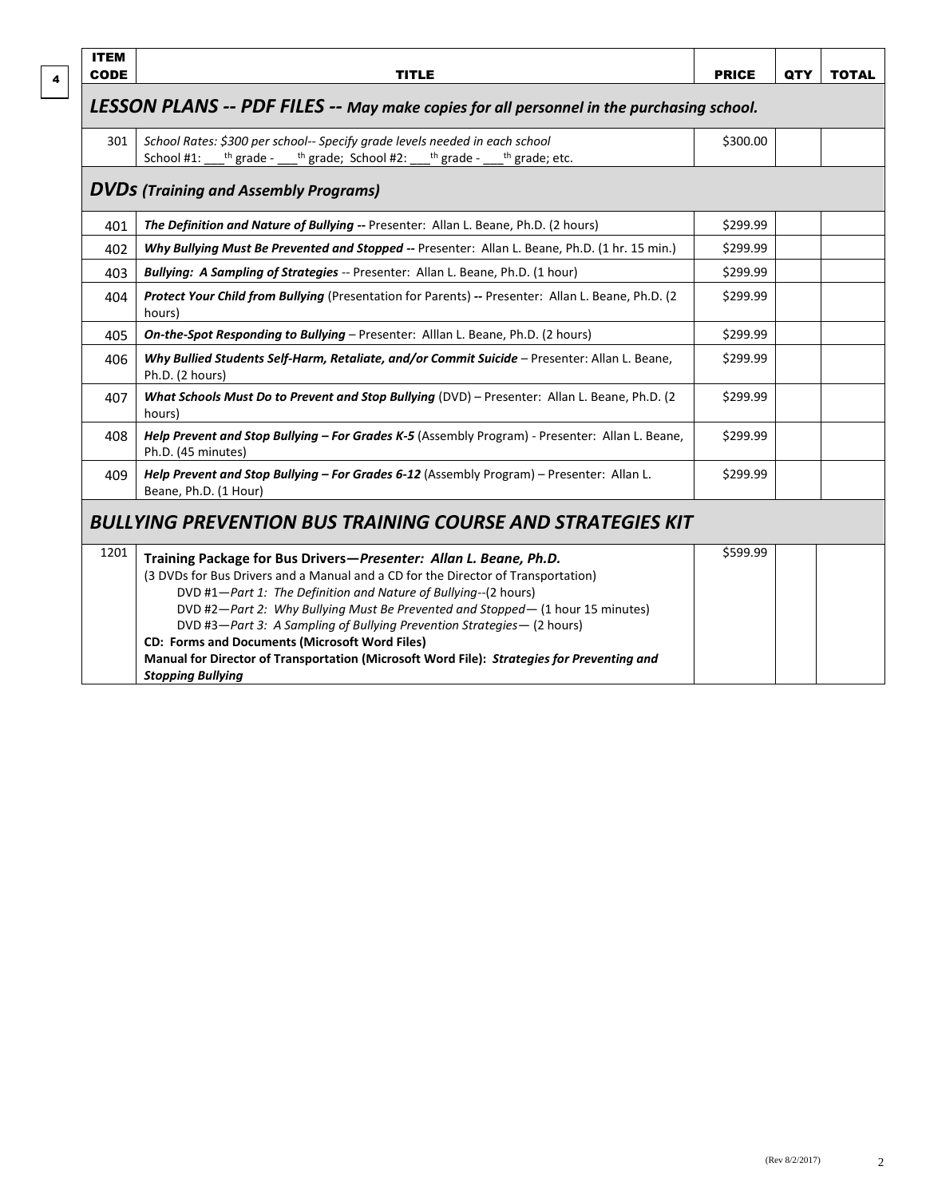| ITEM CODE | TITLE | PRICE | QTY | TOTAL |
|---|---|---|---|---|
| | ***LESSON PLANS -- PDF FILES --*** *May make copies for all personnel in the purchasing school.* | | | |
| 301 | *School Rates: $300 per school-- Specify grade levels needed in each school* School #1: ___th grade - ___th grade; School #2: ___th grade - ___th grade; etc. | $300.00 | | |
| | ***DVDs*** *(Training and Assembly Programs)* | | | |
| 401 | ***The Definition and Nature of Bullying --*** Presenter: Allan L. Beane, Ph.D. (2 hours) | $299.99 | | |
| 402 | ***Why Bullying Must Be Prevented and Stopped --*** Presenter: Allan L. Beane, Ph.D. (1 hr. 15 min.) | $299.99 | | |
| 403 | ***Bullying: A Sampling of Strategies*** -- Presenter: Allan L. Beane, Ph.D. (1 hour) | $299.99 | | |
| 404 | ***Protect Your Child from Bullying*** (Presentation for Parents) **--** Presenter: Allan L. Beane, Ph.D. (2 hours) | $299.99 | | |
| 405 | ***On-the-Spot Responding to Bullying*** – Presenter: Alllan L. Beane, Ph.D. (2 hours) | $299.99 | | |
| 406 | ***Why Bullied Students Self-Harm, Retaliate, and/or Commit Suicide*** – Presenter: Allan L. Beane, Ph.D. (2 hours) | $299.99 | | |
| 407 | ***What Schools Must Do to Prevent and Stop Bullying*** (DVD) – Presenter: Allan L. Beane, Ph.D. (2 hours) | $299.99 | | |
| 408 | ***Help Prevent and Stop Bullying – For Grades K-5*** (Assembly Program) - Presenter: Allan L. Beane, Ph.D. (45 minutes) | $299.99 | | |
| 409 | ***Help Prevent and Stop Bullying – For Grades 6-12*** (Assembly Program) – Presenter: Allan L. Beane, Ph.D. (1 Hour) | $299.99 | | |
| | ***BULLYING PREVENTION BUS TRAINING COURSE AND STRATEGIES KIT*** | | | |
| 1201 | **Training Package for Bus Drivers—*Presenter: Allan L. Beane, Ph.D.*** (3 DVDs for Bus Drivers and a Manual and a CD for the Director of Transportation) DVD #1—*Part 1: The Definition and Nature of Bullying*--(2 hours) DVD #2—*Part 2: Why Bullying Must Be Prevented and Stopped*— (1 hour 15 minutes) DVD #3—*Part 3: A Sampling of Bullying Prevention Strategies*— (2 hours) **CD: Forms and Documents (Microsoft Word Files)** **Manual for Director of Transportation (Microsoft Word File): *Strategies for Preventing and Stopping Bullying*** | $599.99 | | |

(Rev 8/2/2017)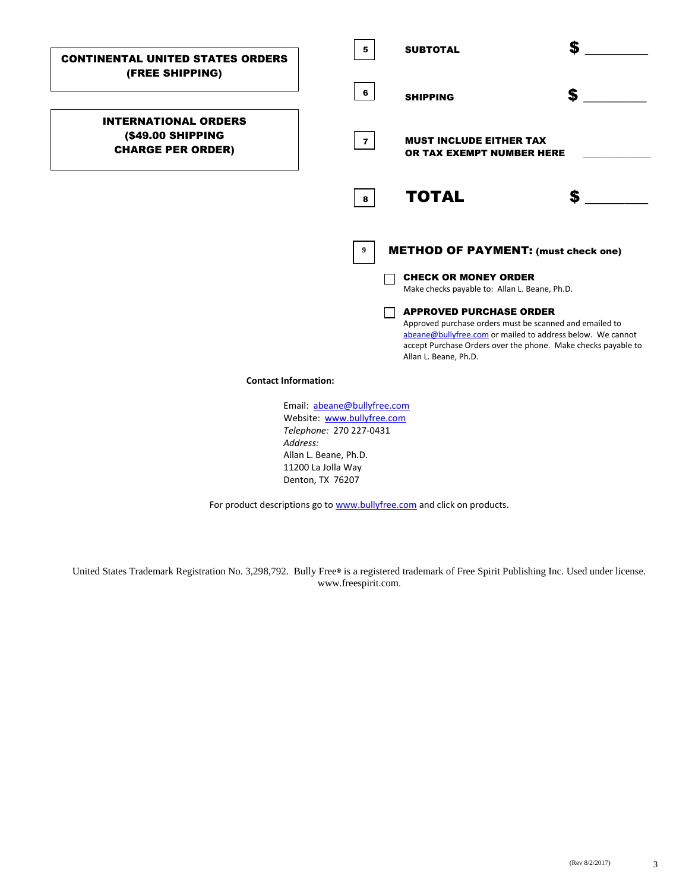**CONTINENTAL UNITED STATES ORDERS (FREE SHIPPING)**

**INTERNATIONAL ORDERS ($49.00 SHIPPING CHARGE PER ORDER)**

| | | |
|---|---|---|
| 5 | **SUBTOTAL** | $ ________ |
| 6 | **SHIPPING** | $ ________ |
| 7 | **MUST INCLUDE EITHER TAX OR TAX EXEMPT NUMBER HERE** | ________ |
| 8 | **TOTAL** | $ ________ |

**9 METHOD OF PAYMENT: (must check one)**

☐ **CHECK OR MONEY ORDER**
Make checks payable to: Allan L. Beane, Ph.D.

☐ **APPROVED PURCHASE ORDER**
Approved purchase orders must be scanned and emailed to abeane@bullyfree.com or mailed to address below. We cannot accept Purchase Orders over the phone. Make checks payable to Allan L. Beane, Ph.D.

**Contact Information:**

Email: abeane@bullyfree.com
Website: www.bullyfree.com
*Telephone:* 270 227-0431
*Address:*
Allan L. Beane, Ph.D.
11200 La Jolla Way
Denton, TX 76207

For product descriptions go to www.bullyfree.com and click on products.

United States Trademark Registration No. 3,298,792. Bully Free® is a registered trademark of Free Spirit Publishing Inc. Used under license. www.freespirit.com.

(Rev 8/2/2017)